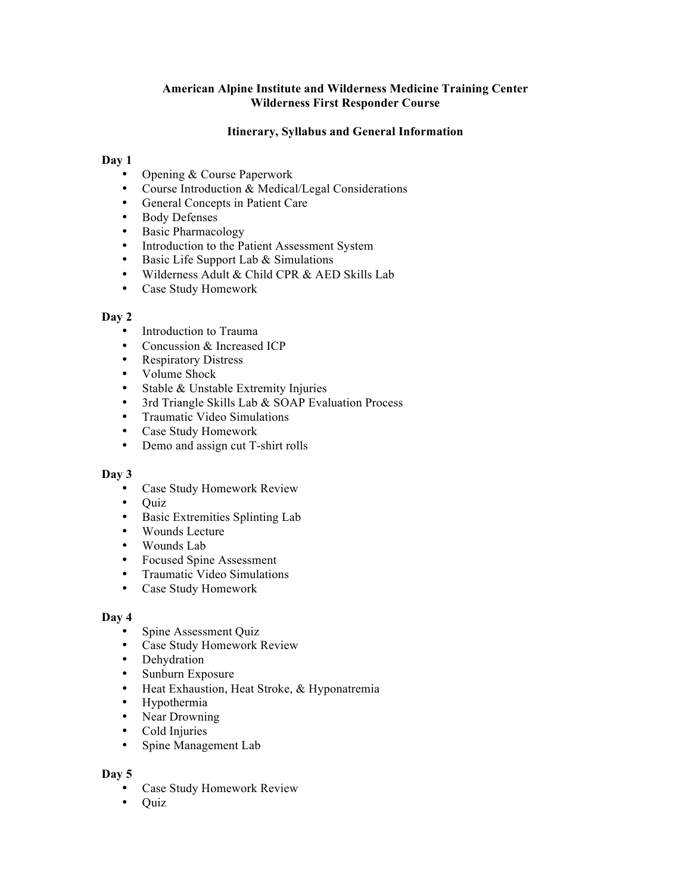# American Alpine Institute and Wilderness Medicine Training Center
## Wilderness First Responder Course

### Itinerary, Syllabus and General Information

**Day 1**

- Opening & Course Paperwork
- Course Introduction & Medical/Legal Considerations
- General Concepts in Patient Care
- Body Defenses
- Basic Pharmacology
- Introduction to the Patient Assessment System
- Basic Life Support Lab & Simulations
- Wilderness Adult & Child CPR & AED Skills Lab
- Case Study Homework

**Day 2**

- Introduction to Trauma
- Concussion & Increased ICP
- Respiratory Distress
- Volume Shock
- Stable & Unstable Extremity Injuries
- 3rd Triangle Skills Lab & SOAP Evaluation Process
- Traumatic Video Simulations
- Case Study Homework
- Demo and assign cut T-shirt rolls

**Day 3**

- Case Study Homework Review
- Quiz
- Basic Extremities Splinting Lab
- Wounds Lecture
- Wounds Lab
- Focused Spine Assessment
- Traumatic Video Simulations
- Case Study Homework

**Day 4**

- Spine Assessment Quiz
- Case Study Homework Review
- Dehydration
- Sunburn Exposure
- Heat Exhaustion, Heat Stroke, & Hyponatremia
- Hypothermia
- Near Drowning
- Cold Injuries
- Spine Management Lab

**Day 5**

- Case Study Homework Review
- Quiz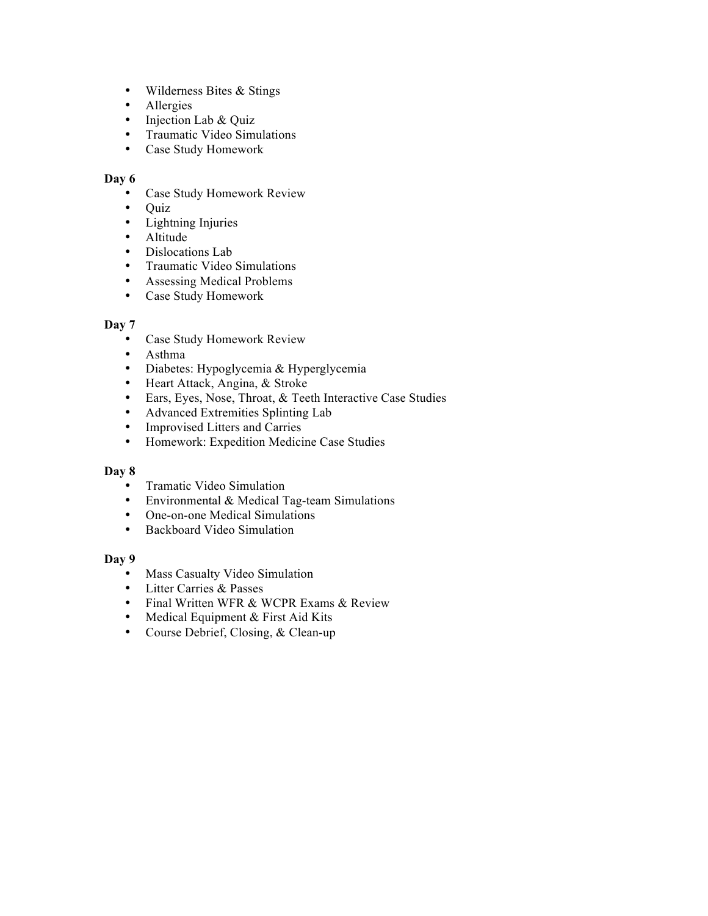- Wilderness Bites & Stings
- Allergies
- Injection Lab & Quiz
- Traumatic Video Simulations
- Case Study Homework

**Day 6**

- Case Study Homework Review
- Quiz
- Lightning Injuries
- Altitude
- Dislocations Lab
- Traumatic Video Simulations
- Assessing Medical Problems
- Case Study Homework

**Day 7**

- Case Study Homework Review
- Asthma
- Diabetes: Hypoglycemia & Hyperglycemia
- Heart Attack, Angina, & Stroke
- Ears, Eyes, Nose, Throat, & Teeth Interactive Case Studies
- Advanced Extremities Splinting Lab
- Improvised Litters and Carries
- Homework: Expedition Medicine Case Studies

**Day 8**

- Tramatic Video Simulation
- Environmental & Medical Tag-team Simulations
- One-on-one Medical Simulations
- Backboard Video Simulation

**Day 9**

- Mass Casualty Video Simulation
- Litter Carries & Passes
- Final Written WFR & WCPR Exams & Review
- Medical Equipment & First Aid Kits
- Course Debrief, Closing, & Clean-up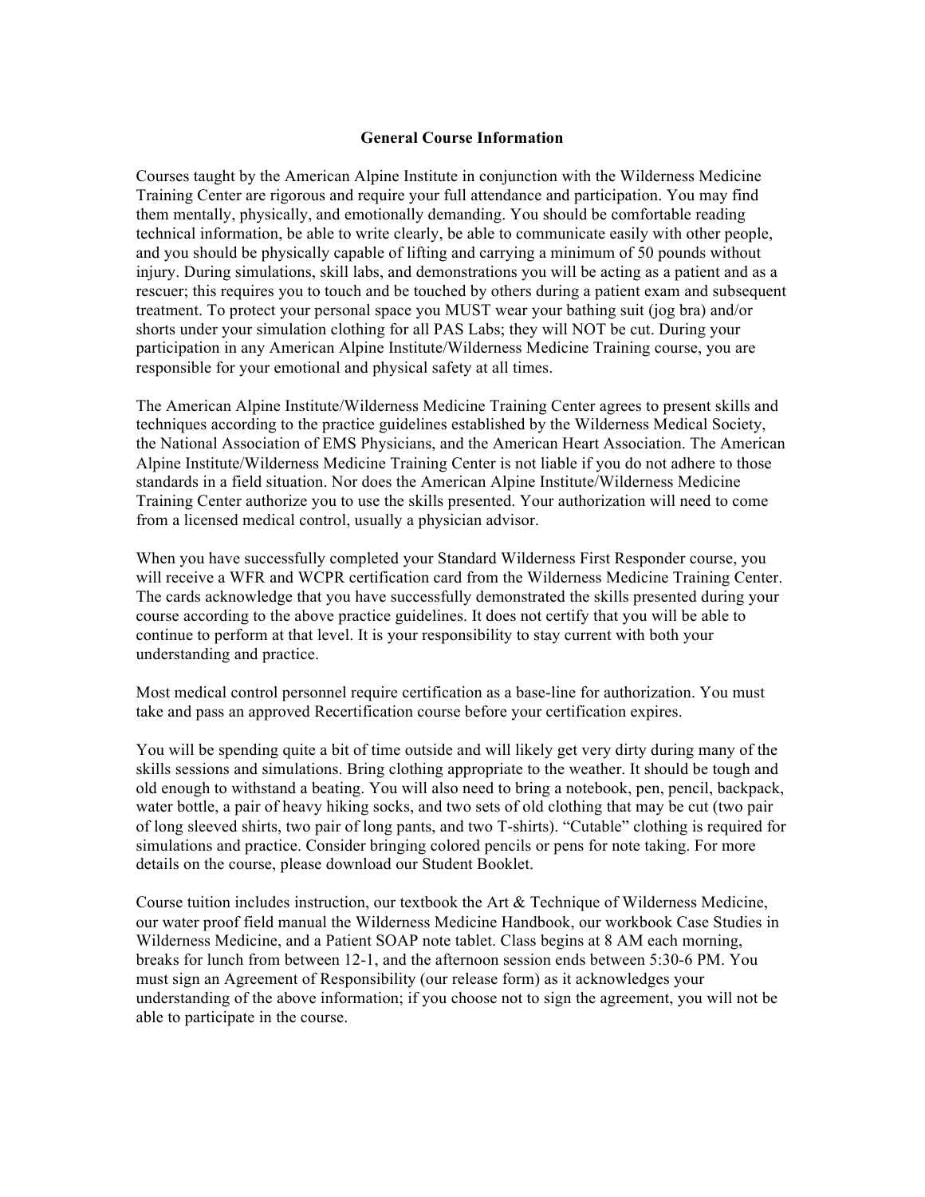# General Course Information

Courses taught by the American Alpine Institute in conjunction with the Wilderness Medicine Training Center are rigorous and require your full attendance and participation. You may find them mentally, physically, and emotionally demanding. You should be comfortable reading technical information, be able to write clearly, be able to communicate easily with other people, and you should be physically capable of lifting and carrying a minimum of 50 pounds without injury. During simulations, skill labs, and demonstrations you will be acting as a patient and as a rescuer; this requires you to touch and be touched by others during a patient exam and subsequent treatment. To protect your personal space you MUST wear your bathing suit (jog bra) and/or shorts under your simulation clothing for all PAS Labs; they will NOT be cut. During your participation in any American Alpine Institute/Wilderness Medicine Training course, you are responsible for your emotional and physical safety at all times.

The American Alpine Institute/Wilderness Medicine Training Center agrees to present skills and techniques according to the practice guidelines established by the Wilderness Medical Society, the National Association of EMS Physicians, and the American Heart Association. The American Alpine Institute/Wilderness Medicine Training Center is not liable if you do not adhere to those standards in a field situation. Nor does the American Alpine Institute/Wilderness Medicine Training Center authorize you to use the skills presented. Your authorization will need to come from a licensed medical control, usually a physician advisor.

When you have successfully completed your Standard Wilderness First Responder course, you will receive a WFR and WCPR certification card from the Wilderness Medicine Training Center. The cards acknowledge that you have successfully demonstrated the skills presented during your course according to the above practice guidelines. It does not certify that you will be able to continue to perform at that level. It is your responsibility to stay current with both your understanding and practice.

Most medical control personnel require certification as a base-line for authorization. You must take and pass an approved Recertification course before your certification expires.

You will be spending quite a bit of time outside and will likely get very dirty during many of the skills sessions and simulations. Bring clothing appropriate to the weather. It should be tough and old enough to withstand a beating. You will also need to bring a notebook, pen, pencil, backpack, water bottle, a pair of heavy hiking socks, and two sets of old clothing that may be cut (two pair of long sleeved shirts, two pair of long pants, and two T-shirts). "Cutable" clothing is required for simulations and practice. Consider bringing colored pencils or pens for note taking. For more details on the course, please download our Student Booklet.

Course tuition includes instruction, our textbook the Art & Technique of Wilderness Medicine, our water proof field manual the Wilderness Medicine Handbook, our workbook Case Studies in Wilderness Medicine, and a Patient SOAP note tablet. Class begins at 8 AM each morning, breaks for lunch from between 12-1, and the afternoon session ends between 5:30-6 PM. You must sign an Agreement of Responsibility (our release form) as it acknowledges your understanding of the above information; if you choose not to sign the agreement, you will not be able to participate in the course.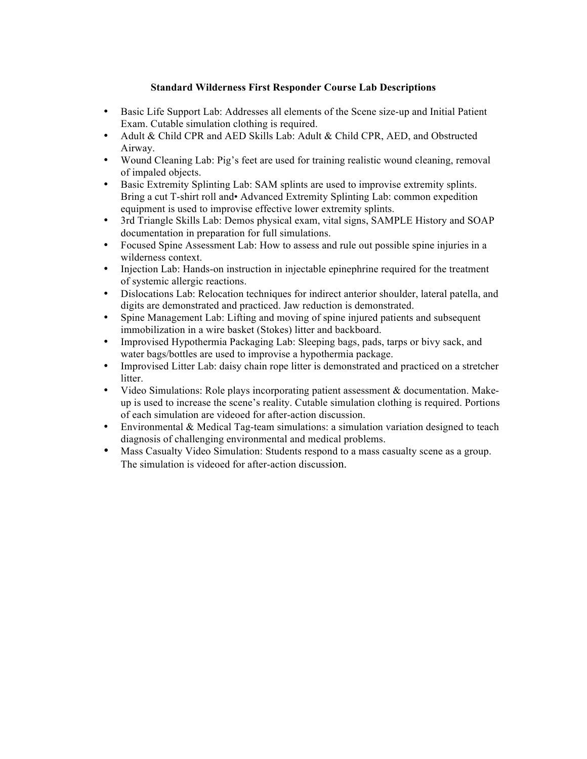**Standard Wilderness First Responder Course Lab Descriptions**

- Basic Life Support Lab: Addresses all elements of the Scene size-up and Initial Patient Exam. Cutable simulation clothing is required.
- Adult & Child CPR and AED Skills Lab: Adult & Child CPR, AED, and Obstructed Airway.
- Wound Cleaning Lab: Pig's feet are used for training realistic wound cleaning, removal of impaled objects.
- Basic Extremity Splinting Lab: SAM splints are used to improvise extremity splints. Bring a cut T-shirt roll and• Advanced Extremity Splinting Lab: common expedition equipment is used to improvise effective lower extremity splints.
- 3rd Triangle Skills Lab: Demos physical exam, vital signs, SAMPLE History and SOAP documentation in preparation for full simulations.
- Focused Spine Assessment Lab: How to assess and rule out possible spine injuries in a wilderness context.
- Injection Lab: Hands-on instruction in injectable epinephrine required for the treatment of systemic allergic reactions.
- Dislocations Lab: Relocation techniques for indirect anterior shoulder, lateral patella, and digits are demonstrated and practiced. Jaw reduction is demonstrated.
- Spine Management Lab: Lifting and moving of spine injured patients and subsequent immobilization in a wire basket (Stokes) litter and backboard.
- Improvised Hypothermia Packaging Lab: Sleeping bags, pads, tarps or bivy sack, and water bags/bottles are used to improvise a hypothermia package.
- Improvised Litter Lab: daisy chain rope litter is demonstrated and practiced on a stretcher litter.
- Video Simulations: Role plays incorporating patient assessment & documentation. Make-up is used to increase the scene's reality. Cutable simulation clothing is required. Portions of each simulation are videoed for after-action discussion.
- Environmental & Medical Tag-team simulations: a simulation variation designed to teach diagnosis of challenging environmental and medical problems.
- Mass Casualty Video Simulation: Students respond to a mass casualty scene as a group. The simulation is videoed for after-action discussion.